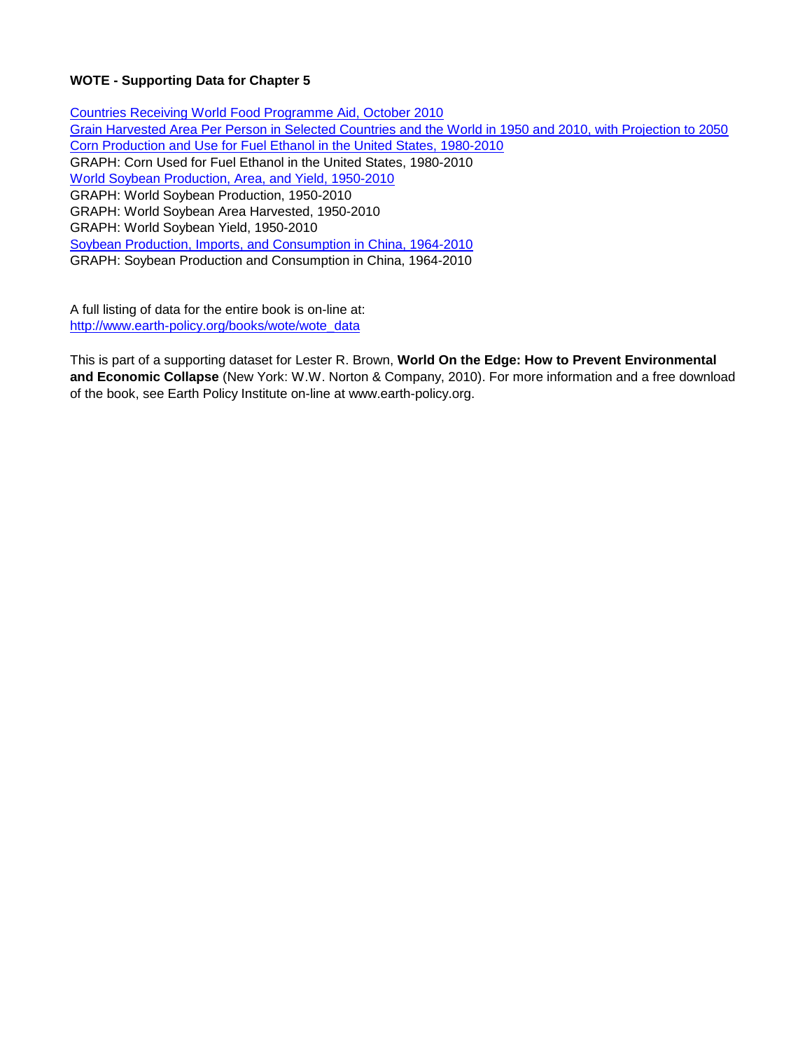**WOTE - Supporting Data for Chapter 5**

Countries Receiving World Food Programme Aid, October 2010
Grain Harvested Area Per Person in Selected Countries and the World in 1950 and 2010, with Projection to 2050
Corn Production and Use for Fuel Ethanol in the United States, 1980-2010
GRAPH: Corn Used for Fuel Ethanol in the United States, 1980-2010
World Soybean Production, Area, and Yield, 1950-2010
GRAPH: World Soybean Production, 1950-2010
GRAPH: World Soybean Area Harvested, 1950-2010
GRAPH: World Soybean Yield, 1950-2010
Soybean Production, Imports, and Consumption in China, 1964-2010
GRAPH: Soybean Production and Consumption in China, 1964-2010

A full listing of data for the entire book is on-line at:
http://www.earth-policy.org/books/wote/wote_data

This is part of a supporting dataset for Lester R. Brown, **World On the Edge: How to Prevent Environmental and Economic Collapse** (New York: W.W. Norton & Company, 2010). For more information and a free download of the book, see Earth Policy Institute on-line at www.earth-policy.org.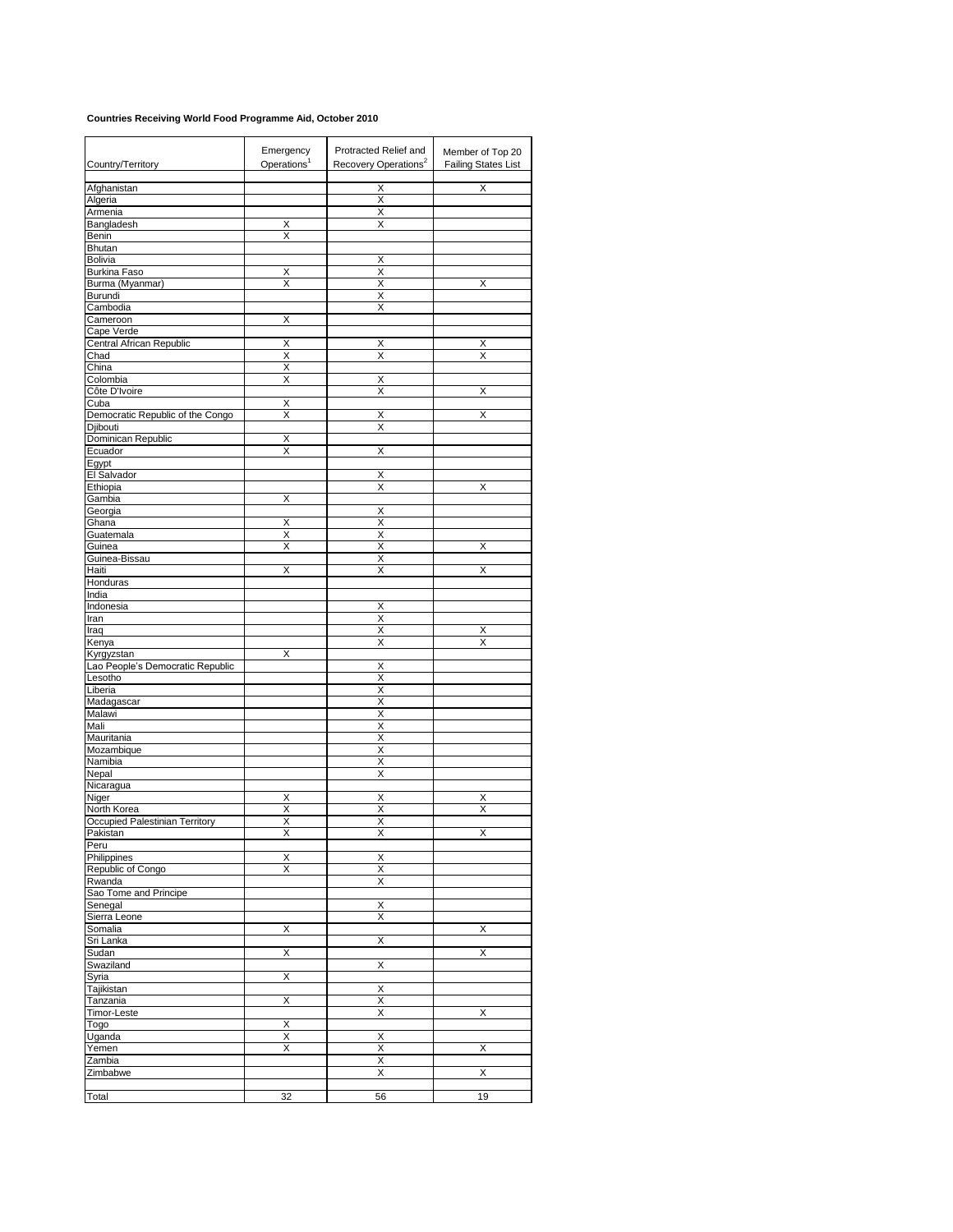**Countries Receiving World Food Programme Aid, October 2010**

| Country/Territory | Emergency Operations[1] | Protracted Relief and Recovery Operations[2] | Member of Top 20 Failing States List |
|---|---|---|---|
| Afghanistan | | X | X |
| Algeria | | X | |
| Armenia | | X | |
| Bangladesh | X | X | |
| Benin | X | | |
| Bhutan | | | |
| Bolivia | | X | |
| Burkina Faso | X | X | |
| Burma (Myanmar) | X | X | X |
| Burundi | | X | |
| Cambodia | | X | |
| Cameroon | X | | |
| Cape Verde | | | |
| Central African Republic | X | X | X |
| Chad | X | X | X |
| China | X | | |
| Colombia | X | X | |
| Côte D'Ivoire | | X | X |
| Cuba | X | | |
| Democratic Republic of the Congo | X | X | X |
| Djibouti | | X | |
| Dominican Republic | X | | |
| Ecuador | X | X | |
| Egypt | | | |
| El Salvador | | X | |
| Ethiopia | | X | X |
| Gambia | X | | |
| Georgia | | X | |
| Ghana | X | X | |
| Guatemala | X | X | |
| Guinea | X | X | X |
| Guinea-Bissau | | X | |
| Haiti | X | X | X |
| Honduras | | | |
| India | | | |
| Indonesia | | X | |
| Iran | | X | |
| Iraq | | X | X |
| Kenya | | X | X |
| Kyrgyzstan | X | | |
| Lao People's Democratic Republic | | X | |
| Lesotho | | X | |
| Liberia | | X | |
| Madagascar | | X | |
| Malawi | | X | |
| Mali | | X | |
| Mauritania | | X | |
| Mozambique | | X | |
| Namibia | | X | |
| Nepal | | X | |
| Nicaragua | | | |
| Niger | X | X | X |
| North Korea | X | X | X |
| Occupied Palestinian Territory | X | X | |
| Pakistan | X | X | X |
| Peru | | | |
| Philippines | X | X | |
| Republic of Congo | X | X | |
| Rwanda | | X | |
| Sao Tome and Principe | | | |
| Senegal | | X | |
| Sierra Leone | | X | |
| Somalia | X | | X |
| Sri Lanka | | X | |
| Sudan | X | | X |
| Swaziland | | X | |
| Syria | X | | |
| Tajikistan | | X | |
| Tanzania | X | X | |
| Timor-Leste | | X | X |
| Togo | X | | |
| Uganda | X | X | |
| Yemen | X | X | X |
| Zambia | | X | |
| Zimbabwe | | X | X |
| Total | 32 | 56 | 19 |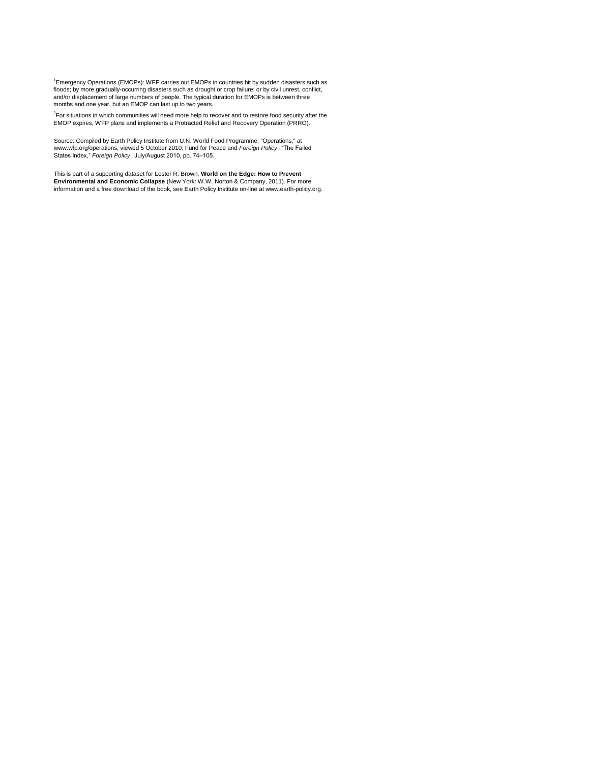[1]Emergency Operations (EMOPs): WFP carries out EMOPs in countries hit by sudden disasters such as floods; by more gradually-occurring disasters such as drought or crop failure; or by civil unrest, conflict, and/or displacement of large numbers of people. The typical duration for EMOPs is between three months and one year, but an EMOP can last up to two years.

[2]For situations in which communities will need more help to recover and to restore food security after the EMOP expires, WFP plans and implements a Protracted Relief and Recovery Operation (PRRO).

Source: Compiled by Earth Policy Institute from U.N. World Food Programme, "Operations," at www.wfp.org/operations, viewed 5 October 2010; Fund for Peace and *Foreign Policy* , "The Failed States Index," *Foreign Policy* , July/August 2010, pp. 74–105.

This is part of a supporting dataset for Lester R. Brown, **World on the Edge: How to Prevent Environmental and Economic Collapse** (New York: W.W. Norton & Company, 2011). For more information and a free download of the book, see Earth Policy Institute on-line at www.earth-policy.org.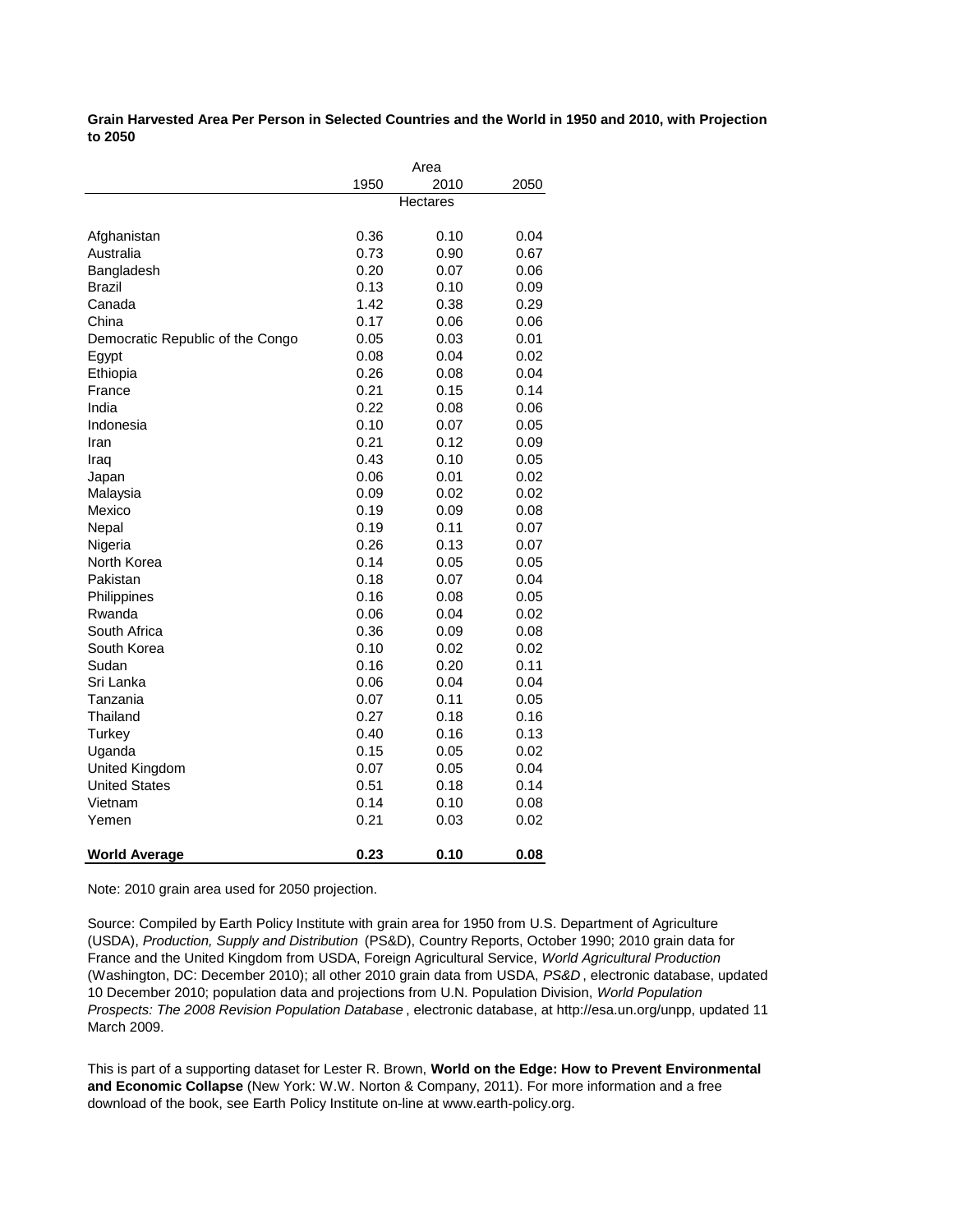**Grain Harvested Area Per Person in Selected Countries and the World in 1950 and 2010, with Projection to 2050**

| | Area | | |
|---|---|---|---|
| | 1950 | 2010 | 2050 |
| | | Hectares | |
| Afghanistan | 0.36 | 0.10 | 0.04 |
| Australia | 0.73 | 0.90 | 0.67 |
| Bangladesh | 0.20 | 0.07 | 0.06 |
| Brazil | 0.13 | 0.10 | 0.09 |
| Canada | 1.42 | 0.38 | 0.29 |
| China | 0.17 | 0.06 | 0.06 |
| Democratic Republic of the Congo | 0.05 | 0.03 | 0.01 |
| Egypt | 0.08 | 0.04 | 0.02 |
| Ethiopia | 0.26 | 0.08 | 0.04 |
| France | 0.21 | 0.15 | 0.14 |
| India | 0.22 | 0.08 | 0.06 |
| Indonesia | 0.10 | 0.07 | 0.05 |
| Iran | 0.21 | 0.12 | 0.09 |
| Iraq | 0.43 | 0.10 | 0.05 |
| Japan | 0.06 | 0.01 | 0.02 |
| Malaysia | 0.09 | 0.02 | 0.02 |
| Mexico | 0.19 | 0.09 | 0.08 |
| Nepal | 0.19 | 0.11 | 0.07 |
| Nigeria | 0.26 | 0.13 | 0.07 |
| North Korea | 0.14 | 0.05 | 0.05 |
| Pakistan | 0.18 | 0.07 | 0.04 |
| Philippines | 0.16 | 0.08 | 0.05 |
| Rwanda | 0.06 | 0.04 | 0.02 |
| South Africa | 0.36 | 0.09 | 0.08 |
| South Korea | 0.10 | 0.02 | 0.02 |
| Sudan | 0.16 | 0.20 | 0.11 |
| Sri Lanka | 0.06 | 0.04 | 0.04 |
| Tanzania | 0.07 | 0.11 | 0.05 |
| Thailand | 0.27 | 0.18 | 0.16 |
| Turkey | 0.40 | 0.16 | 0.13 |
| Uganda | 0.15 | 0.05 | 0.02 |
| United Kingdom | 0.07 | 0.05 | 0.04 |
| United States | 0.51 | 0.18 | 0.14 |
| Vietnam | 0.14 | 0.10 | 0.08 |
| Yemen | 0.21 | 0.03 | 0.02 |
| **World Average** | **0.23** | **0.10** | **0.08** |

Note: 2010 grain area used for 2050 projection.

Source: Compiled by Earth Policy Institute with grain area for 1950 from U.S. Department of Agriculture (USDA), *Production, Supply and Distribution* (PS&D), Country Reports, October 1990; 2010 grain data for France and the United Kingdom from USDA, Foreign Agricultural Service, *World Agricultural Production* (Washington, DC: December 2010); all other 2010 grain data from USDA, *PS&D*, electronic database, updated 10 December 2010; population data and projections from U.N. Population Division, *World Population Prospects: The 2008 Revision Population Database*, electronic database, at http://esa.un.org/unpp, updated 11 March 2009.

This is part of a supporting dataset for Lester R. Brown, **World on the Edge: How to Prevent Environmental and Economic Collapse** (New York: W.W. Norton & Company, 2011). For more information and a free download of the book, see Earth Policy Institute on-line at www.earth-policy.org.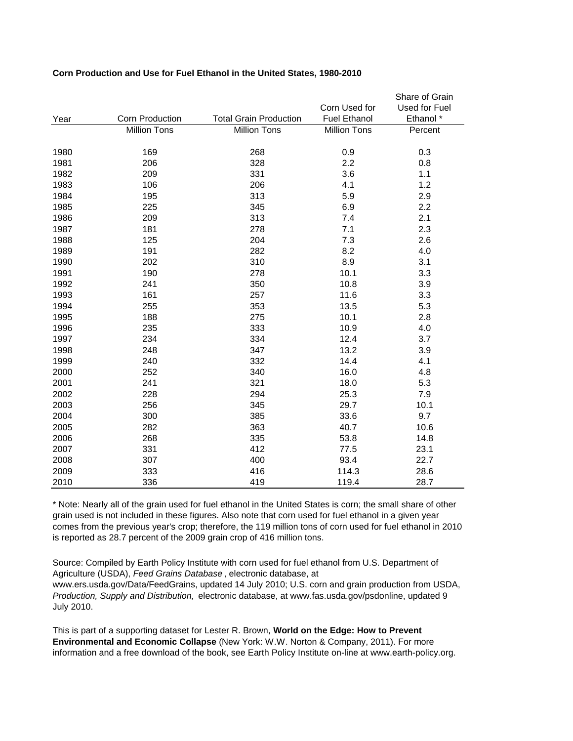**Corn Production and Use for Fuel Ethanol in the United States, 1980-2010**

| Year | Corn Production | Total Grain Production | Corn Used for Fuel Ethanol | Share of Grain Used for Fuel Ethanol * |
|---|---|---|---|---|
| | Million Tons | Million Tons | Million Tons | Percent |
| 1980 | 169 | 268 | 0.9 | 0.3 |
| 1981 | 206 | 328 | 2.2 | 0.8 |
| 1982 | 209 | 331 | 3.6 | 1.1 |
| 1983 | 106 | 206 | 4.1 | 1.2 |
| 1984 | 195 | 313 | 5.9 | 2.9 |
| 1985 | 225 | 345 | 6.9 | 2.2 |
| 1986 | 209 | 313 | 7.4 | 2.1 |
| 1987 | 181 | 278 | 7.1 | 2.3 |
| 1988 | 125 | 204 | 7.3 | 2.6 |
| 1989 | 191 | 282 | 8.2 | 4.0 |
| 1990 | 202 | 310 | 8.9 | 3.1 |
| 1991 | 190 | 278 | 10.1 | 3.3 |
| 1992 | 241 | 350 | 10.8 | 3.9 |
| 1993 | 161 | 257 | 11.6 | 3.3 |
| 1994 | 255 | 353 | 13.5 | 5.3 |
| 1995 | 188 | 275 | 10.1 | 2.8 |
| 1996 | 235 | 333 | 10.9 | 4.0 |
| 1997 | 234 | 334 | 12.4 | 3.7 |
| 1998 | 248 | 347 | 13.2 | 3.9 |
| 1999 | 240 | 332 | 14.4 | 4.1 |
| 2000 | 252 | 340 | 16.0 | 4.8 |
| 2001 | 241 | 321 | 18.0 | 5.3 |
| 2002 | 228 | 294 | 25.3 | 7.9 |
| 2003 | 256 | 345 | 29.7 | 10.1 |
| 2004 | 300 | 385 | 33.6 | 9.7 |
| 2005 | 282 | 363 | 40.7 | 10.6 |
| 2006 | 268 | 335 | 53.8 | 14.8 |
| 2007 | 331 | 412 | 77.5 | 23.1 |
| 2008 | 307 | 400 | 93.4 | 22.7 |
| 2009 | 333 | 416 | 114.3 | 28.6 |
| 2010 | 336 | 419 | 119.4 | 28.7 |

* Note: Nearly all of the grain used for fuel ethanol in the United States is corn; the small share of other grain used is not included in these figures. Also note that corn used for fuel ethanol in a given year comes from the previous year's crop; therefore, the 119 million tons of corn used for fuel ethanol in 2010 is reported as 28.7 percent of the 2009 grain crop of 416 million tons.

Source: Compiled by Earth Policy Institute with corn used for fuel ethanol from U.S. Department of Agriculture (USDA), *Feed Grains Database*, electronic database, at www.ers.usda.gov/Data/FeedGrains, updated 14 July 2010; U.S. corn and grain production from USDA, *Production, Supply and Distribution,* electronic database, at www.fas.usda.gov/psdonline, updated 9 July 2010.

This is part of a supporting dataset for Lester R. Brown, **World on the Edge: How to Prevent Environmental and Economic Collapse** (New York: W.W. Norton & Company, 2011). For more information and a free download of the book, see Earth Policy Institute on-line at www.earth-policy.org.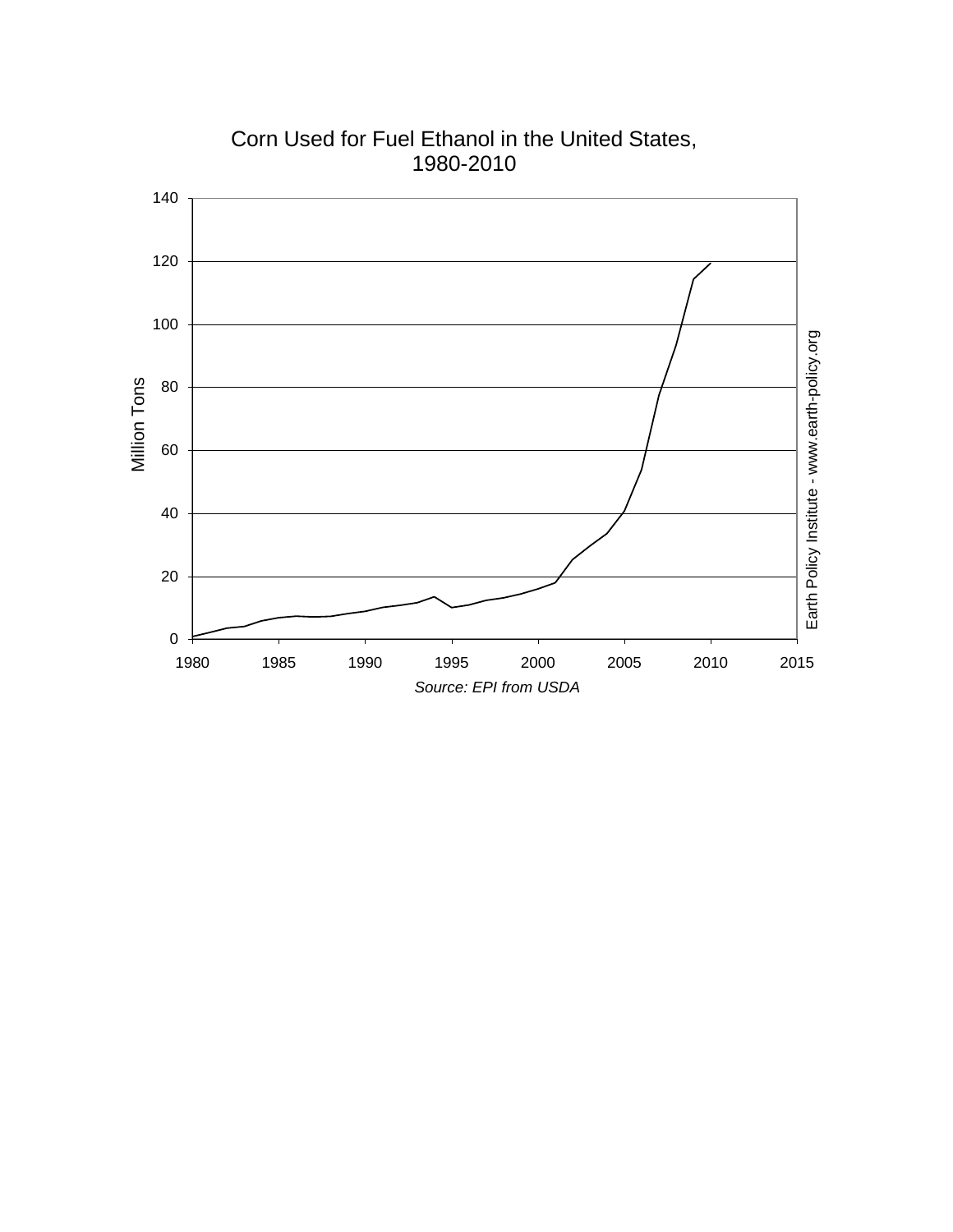Corn Used for Fuel Ethanol in the United States, 1980-2010

Source: EPI from USDA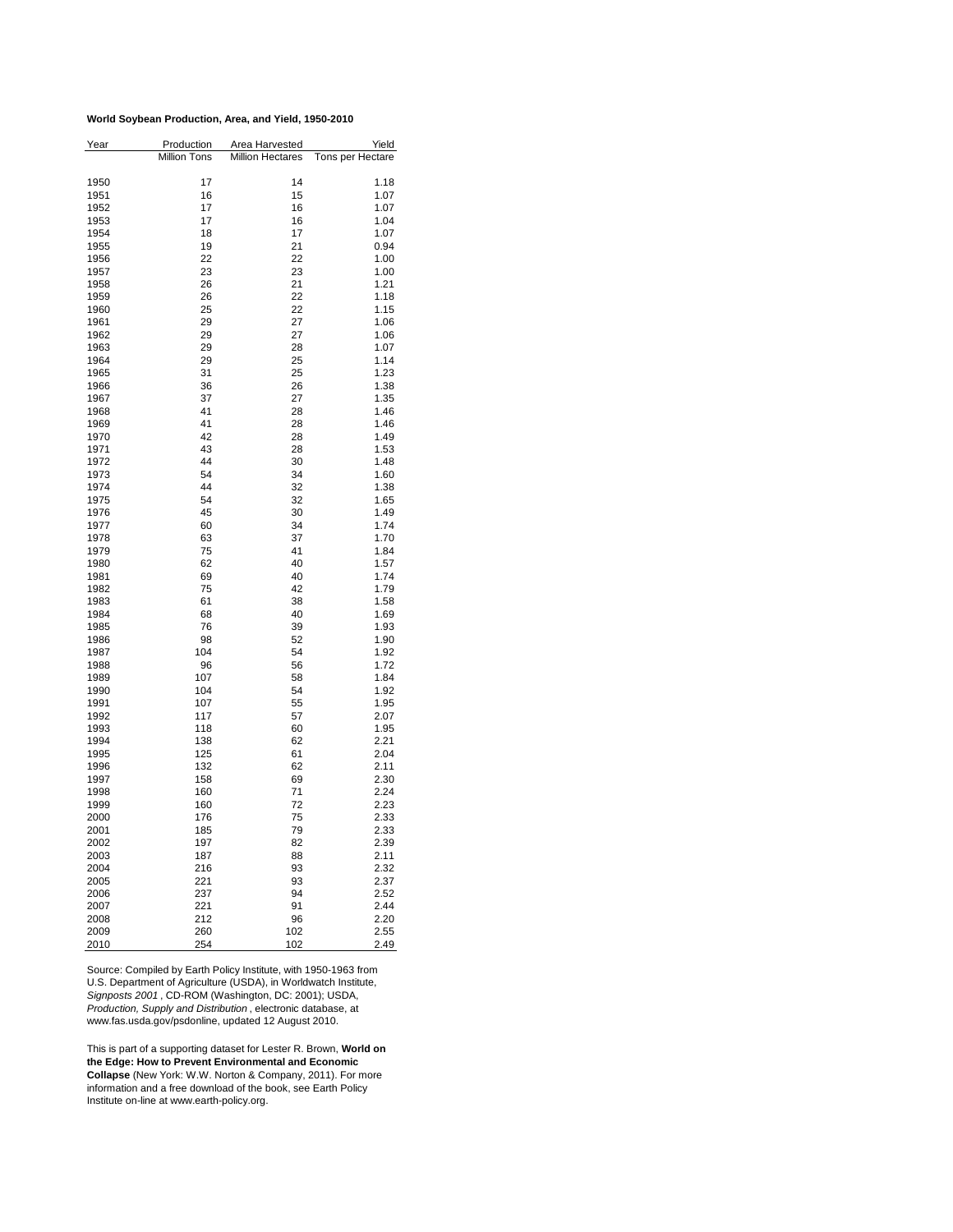**World Soybean Production, Area, and Yield, 1950-2010**

| Year | Production | Area Harvested | Yield |
|---|---|---|---|
| | Million Tons | Million Hectares | Tons per Hectare |
| 1950 | 17 | 14 | 1.18 |
| 1951 | 16 | 15 | 1.07 |
| 1952 | 17 | 16 | 1.07 |
| 1953 | 17 | 16 | 1.04 |
| 1954 | 18 | 17 | 1.07 |
| 1955 | 19 | 21 | 0.94 |
| 1956 | 22 | 22 | 1.00 |
| 1957 | 23 | 23 | 1.00 |
| 1958 | 26 | 21 | 1.21 |
| 1959 | 26 | 22 | 1.18 |
| 1960 | 25 | 22 | 1.15 |
| 1961 | 29 | 27 | 1.06 |
| 1962 | 29 | 27 | 1.06 |
| 1963 | 29 | 28 | 1.07 |
| 1964 | 29 | 25 | 1.14 |
| 1965 | 31 | 25 | 1.23 |
| 1966 | 36 | 26 | 1.38 |
| 1967 | 37 | 27 | 1.35 |
| 1968 | 41 | 28 | 1.46 |
| 1969 | 41 | 28 | 1.46 |
| 1970 | 42 | 28 | 1.49 |
| 1971 | 43 | 28 | 1.53 |
| 1972 | 44 | 30 | 1.48 |
| 1973 | 54 | 34 | 1.60 |
| 1974 | 44 | 32 | 1.38 |
| 1975 | 54 | 32 | 1.65 |
| 1976 | 45 | 30 | 1.49 |
| 1977 | 60 | 34 | 1.74 |
| 1978 | 63 | 37 | 1.70 |
| 1979 | 75 | 41 | 1.84 |
| 1980 | 62 | 40 | 1.57 |
| 1981 | 69 | 40 | 1.74 |
| 1982 | 75 | 42 | 1.79 |
| 1983 | 61 | 38 | 1.58 |
| 1984 | 68 | 40 | 1.69 |
| 1985 | 76 | 39 | 1.93 |
| 1986 | 98 | 52 | 1.90 |
| 1987 | 104 | 54 | 1.92 |
| 1988 | 96 | 56 | 1.72 |
| 1989 | 107 | 58 | 1.84 |
| 1990 | 104 | 54 | 1.92 |
| 1991 | 107 | 55 | 1.95 |
| 1992 | 117 | 57 | 2.07 |
| 1993 | 118 | 60 | 1.95 |
| 1994 | 138 | 62 | 2.21 |
| 1995 | 125 | 61 | 2.04 |
| 1996 | 132 | 62 | 2.11 |
| 1997 | 158 | 69 | 2.30 |
| 1998 | 160 | 71 | 2.24 |
| 1999 | 160 | 72 | 2.23 |
| 2000 | 176 | 75 | 2.33 |
| 2001 | 185 | 79 | 2.33 |
| 2002 | 197 | 82 | 2.39 |
| 2003 | 187 | 88 | 2.11 |
| 2004 | 216 | 93 | 2.32 |
| 2005 | 221 | 93 | 2.37 |
| 2006 | 237 | 94 | 2.52 |
| 2007 | 221 | 91 | 2.44 |
| 2008 | 212 | 96 | 2.20 |
| 2009 | 260 | 102 | 2.55 |
| 2010 | 254 | 102 | 2.49 |

Source: Compiled by Earth Policy Institute, with 1950-1963 from U.S. Department of Agriculture (USDA), in Worldwatch Institute, *Signposts 2001* , CD-ROM (Washington, DC: 2001); USDA, *Production, Supply and Distribution* , electronic database, at www.fas.usda.gov/psdonline, updated 12 August 2010.

This is part of a supporting dataset for Lester R. Brown, **World on the Edge: How to Prevent Environmental and Economic Collapse** (New York: W.W. Norton & Company, 2011). For more information and a free download of the book, see Earth Policy Institute on-line at www.earth-policy.org.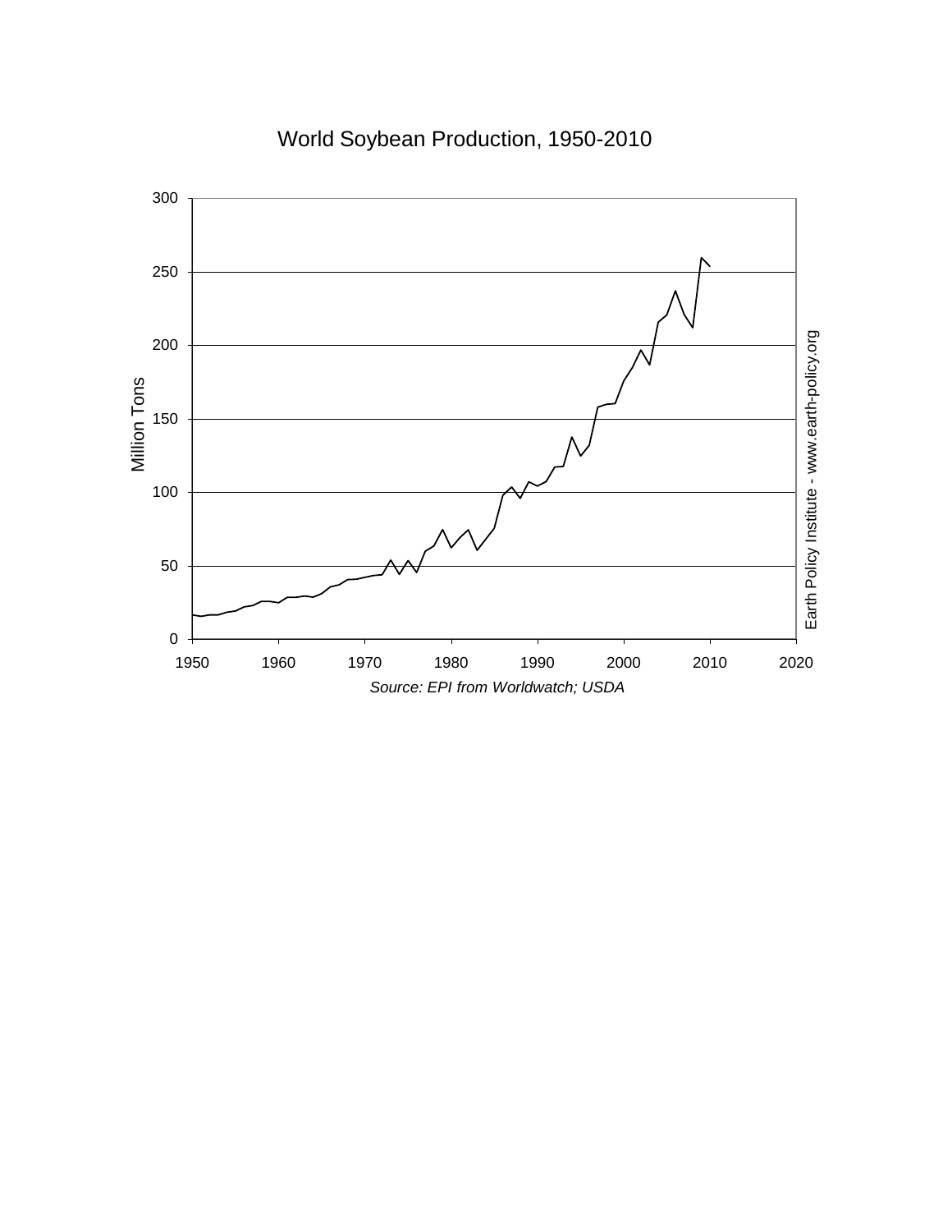World Soybean Production, 1950-2010

Source: EPI from Worldwatch; USDA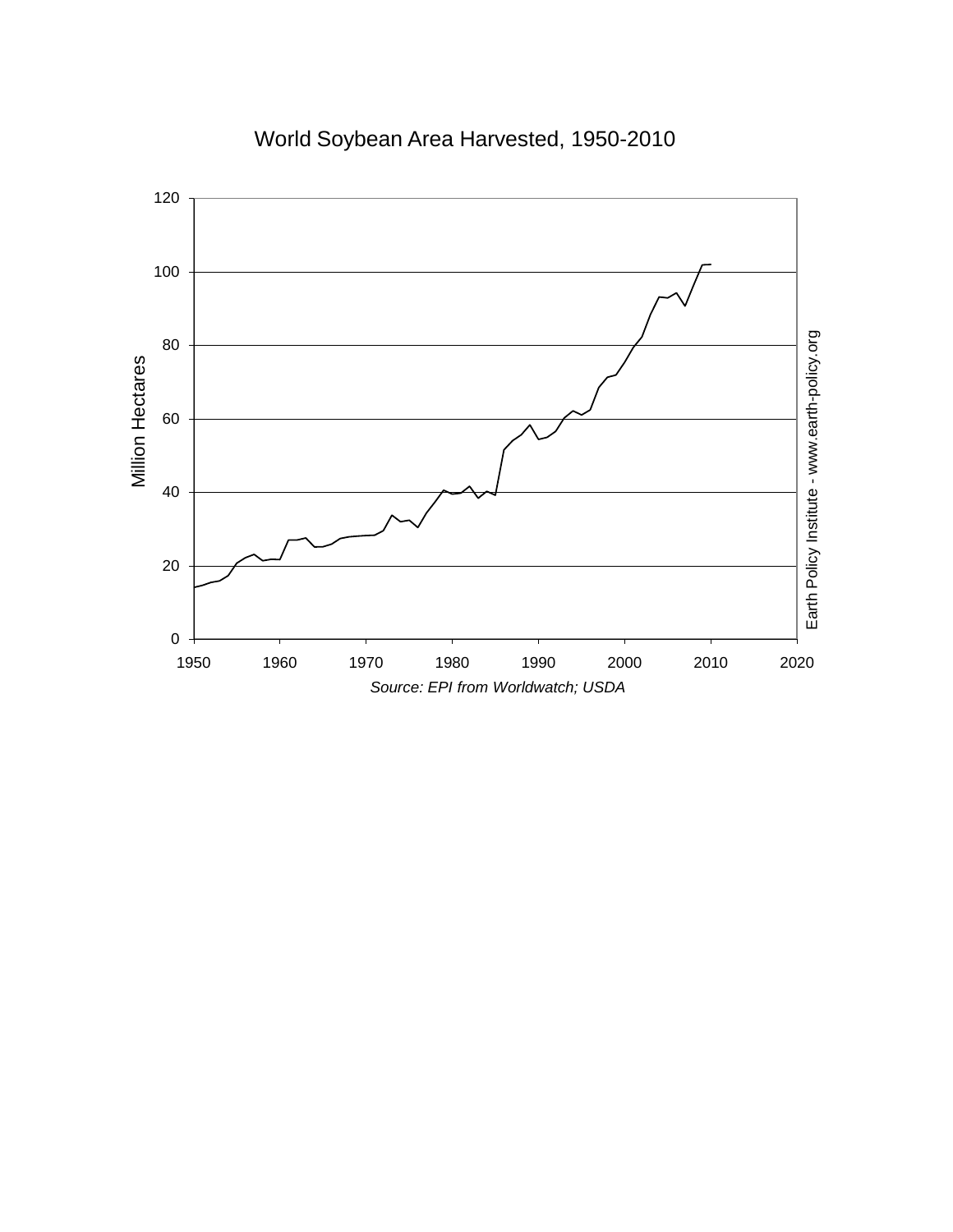World Soybean Area Harvested, 1950-2010

Million Hectares

Source: EPI from Worldwatch; USDA

Earth Policy Institute - www.earth-policy.org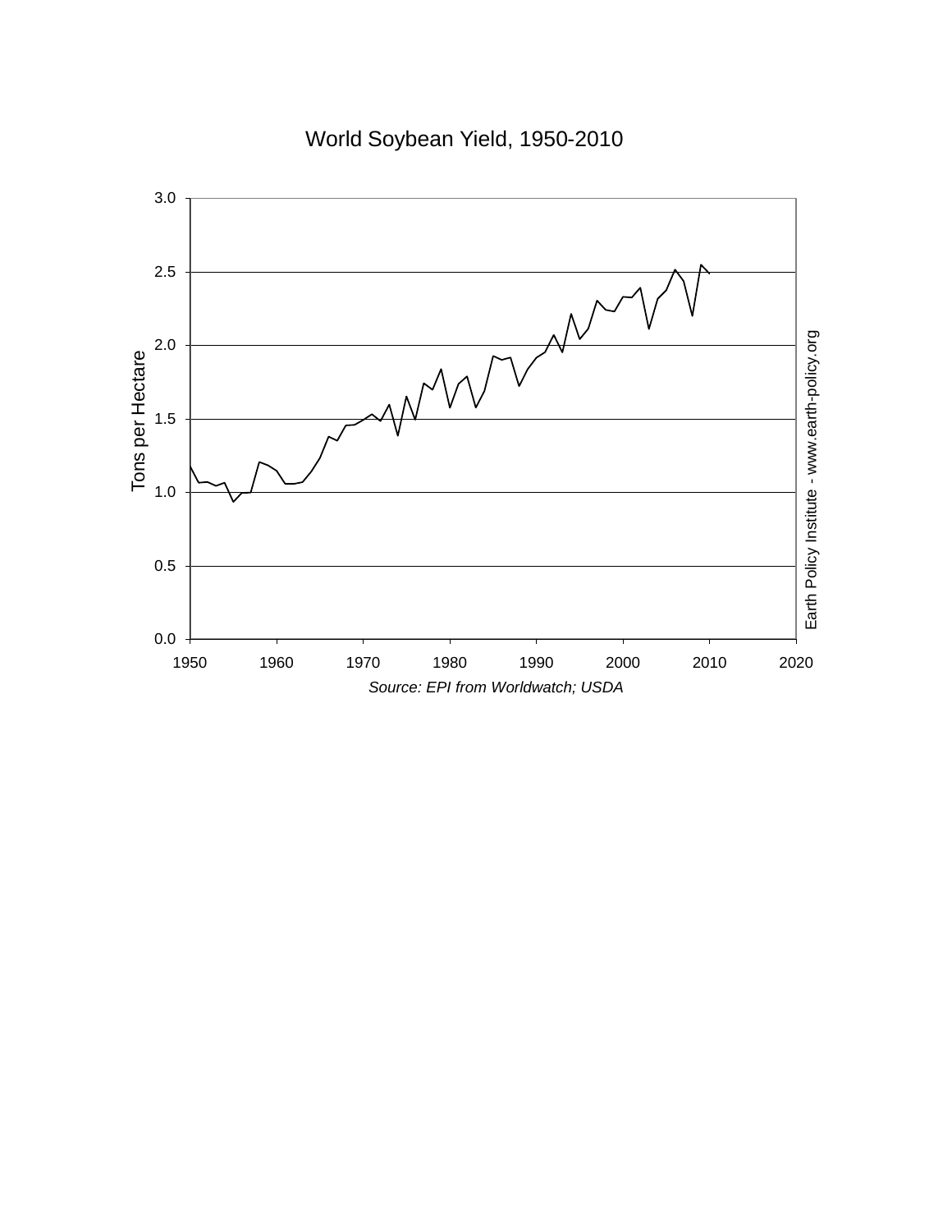World Soybean Yield, 1950-2010

Tons per Hectare

Source: EPI from Worldwatch; USDA

Earth Policy Institute - www.earth-policy.org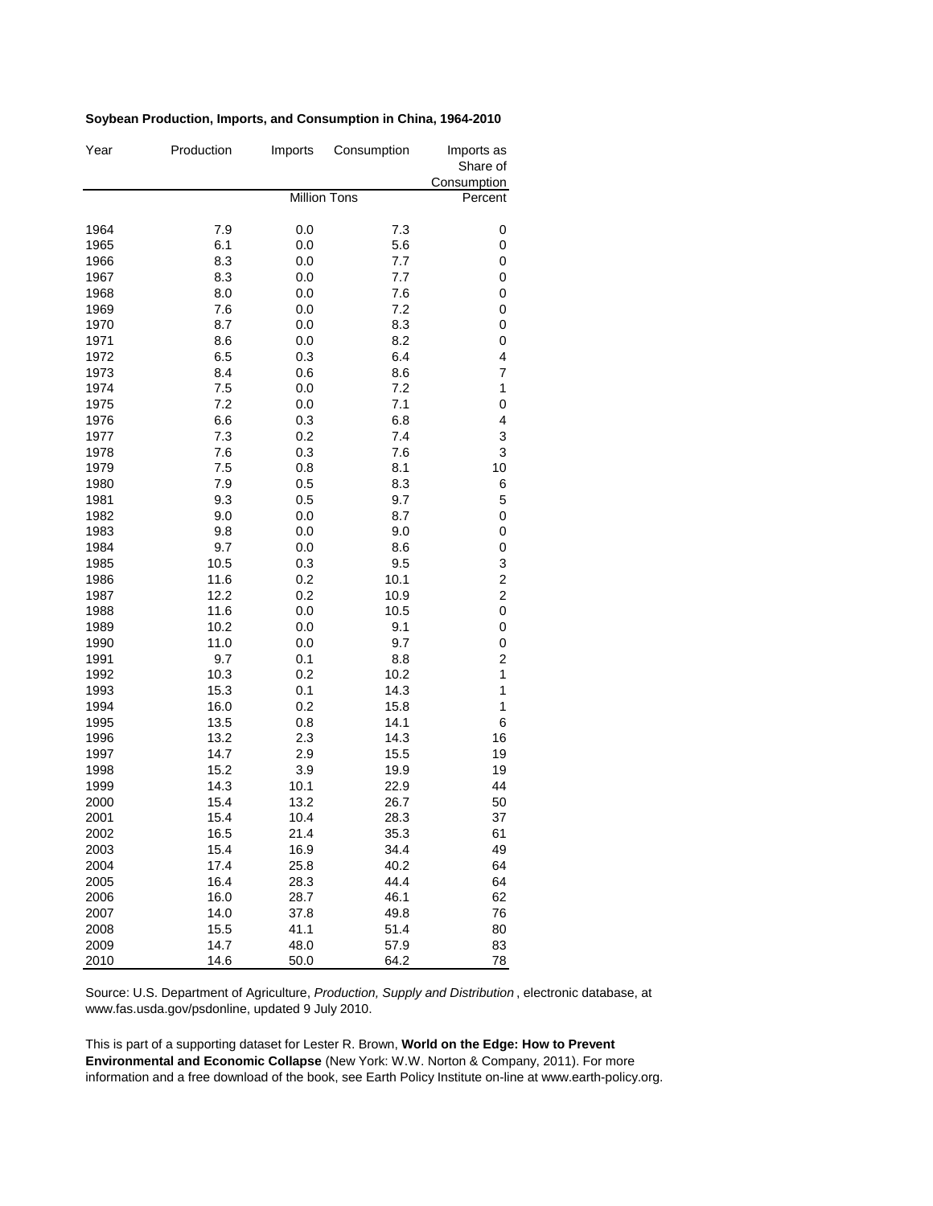**Soybean Production, Imports, and Consumption in China, 1964-2010**

| Year | Production | Imports | Consumption | Imports as Share of Consumption |
|---|---|---|---|---|
| | | Million Tons | | Percent |
| 1964 | 7.9 | 0.0 | 7.3 | 0 |
| 1965 | 6.1 | 0.0 | 5.6 | 0 |
| 1966 | 8.3 | 0.0 | 7.7 | 0 |
| 1967 | 8.3 | 0.0 | 7.7 | 0 |
| 1968 | 8.0 | 0.0 | 7.6 | 0 |
| 1969 | 7.6 | 0.0 | 7.2 | 0 |
| 1970 | 8.7 | 0.0 | 8.3 | 0 |
| 1971 | 8.6 | 0.0 | 8.2 | 0 |
| 1972 | 6.5 | 0.3 | 6.4 | 4 |
| 1973 | 8.4 | 0.6 | 8.6 | 7 |
| 1974 | 7.5 | 0.0 | 7.2 | 1 |
| 1975 | 7.2 | 0.0 | 7.1 | 0 |
| 1976 | 6.6 | 0.3 | 6.8 | 4 |
| 1977 | 7.3 | 0.2 | 7.4 | 3 |
| 1978 | 7.6 | 0.3 | 7.6 | 3 |
| 1979 | 7.5 | 0.8 | 8.1 | 10 |
| 1980 | 7.9 | 0.5 | 8.3 | 6 |
| 1981 | 9.3 | 0.5 | 9.7 | 5 |
| 1982 | 9.0 | 0.0 | 8.7 | 0 |
| 1983 | 9.8 | 0.0 | 9.0 | 0 |
| 1984 | 9.7 | 0.0 | 8.6 | 0 |
| 1985 | 10.5 | 0.3 | 9.5 | 3 |
| 1986 | 11.6 | 0.2 | 10.1 | 2 |
| 1987 | 12.2 | 0.2 | 10.9 | 2 |
| 1988 | 11.6 | 0.0 | 10.5 | 0 |
| 1989 | 10.2 | 0.0 | 9.1 | 0 |
| 1990 | 11.0 | 0.0 | 9.7 | 0 |
| 1991 | 9.7 | 0.1 | 8.8 | 2 |
| 1992 | 10.3 | 0.2 | 10.2 | 1 |
| 1993 | 15.3 | 0.1 | 14.3 | 1 |
| 1994 | 16.0 | 0.2 | 15.8 | 1 |
| 1995 | 13.5 | 0.8 | 14.1 | 6 |
| 1996 | 13.2 | 2.3 | 14.3 | 16 |
| 1997 | 14.7 | 2.9 | 15.5 | 19 |
| 1998 | 15.2 | 3.9 | 19.9 | 19 |
| 1999 | 14.3 | 10.1 | 22.9 | 44 |
| 2000 | 15.4 | 13.2 | 26.7 | 50 |
| 2001 | 15.4 | 10.4 | 28.3 | 37 |
| 2002 | 16.5 | 21.4 | 35.3 | 61 |
| 2003 | 15.4 | 16.9 | 34.4 | 49 |
| 2004 | 17.4 | 25.8 | 40.2 | 64 |
| 2005 | 16.4 | 28.3 | 44.4 | 64 |
| 2006 | 16.0 | 28.7 | 46.1 | 62 |
| 2007 | 14.0 | 37.8 | 49.8 | 76 |
| 2008 | 15.5 | 41.1 | 51.4 | 80 |
| 2009 | 14.7 | 48.0 | 57.9 | 83 |
| 2010 | 14.6 | 50.0 | 64.2 | 78 |

Source: U.S. Department of Agriculture, *Production, Supply and Distribution* , electronic database, at www.fas.usda.gov/psdonline, updated 9 July 2010.

This is part of a supporting dataset for Lester R. Brown, **World on the Edge: How to Prevent Environmental and Economic Collapse** (New York: W.W. Norton & Company, 2011). For more information and a free download of the book, see Earth Policy Institute on-line at www.earth-policy.org.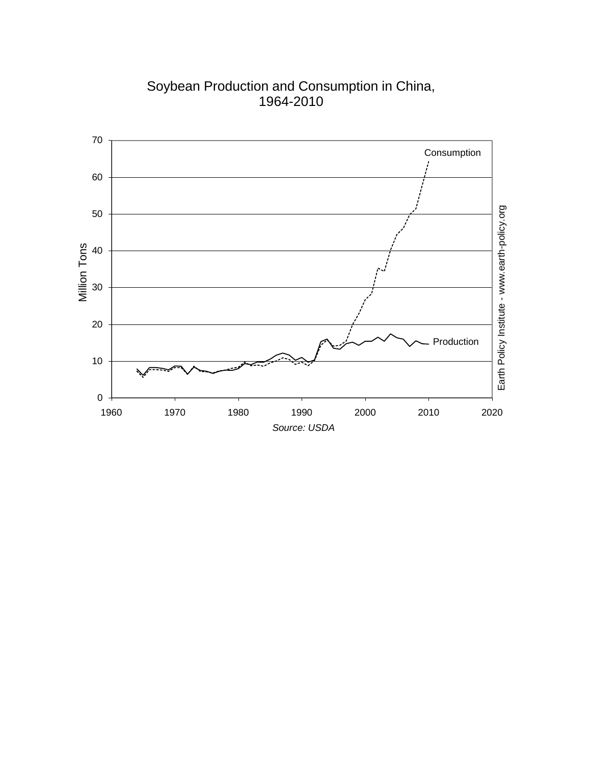Soybean Production and Consumption in China, 1964-2010

70

60

50

40

30

20

10

0

Million Tons

Consumption

Production

1960 1970 1980 1990 2000 2010 2020

*Source: USDA*

Earth Policy Institute - www.earth-policy.org